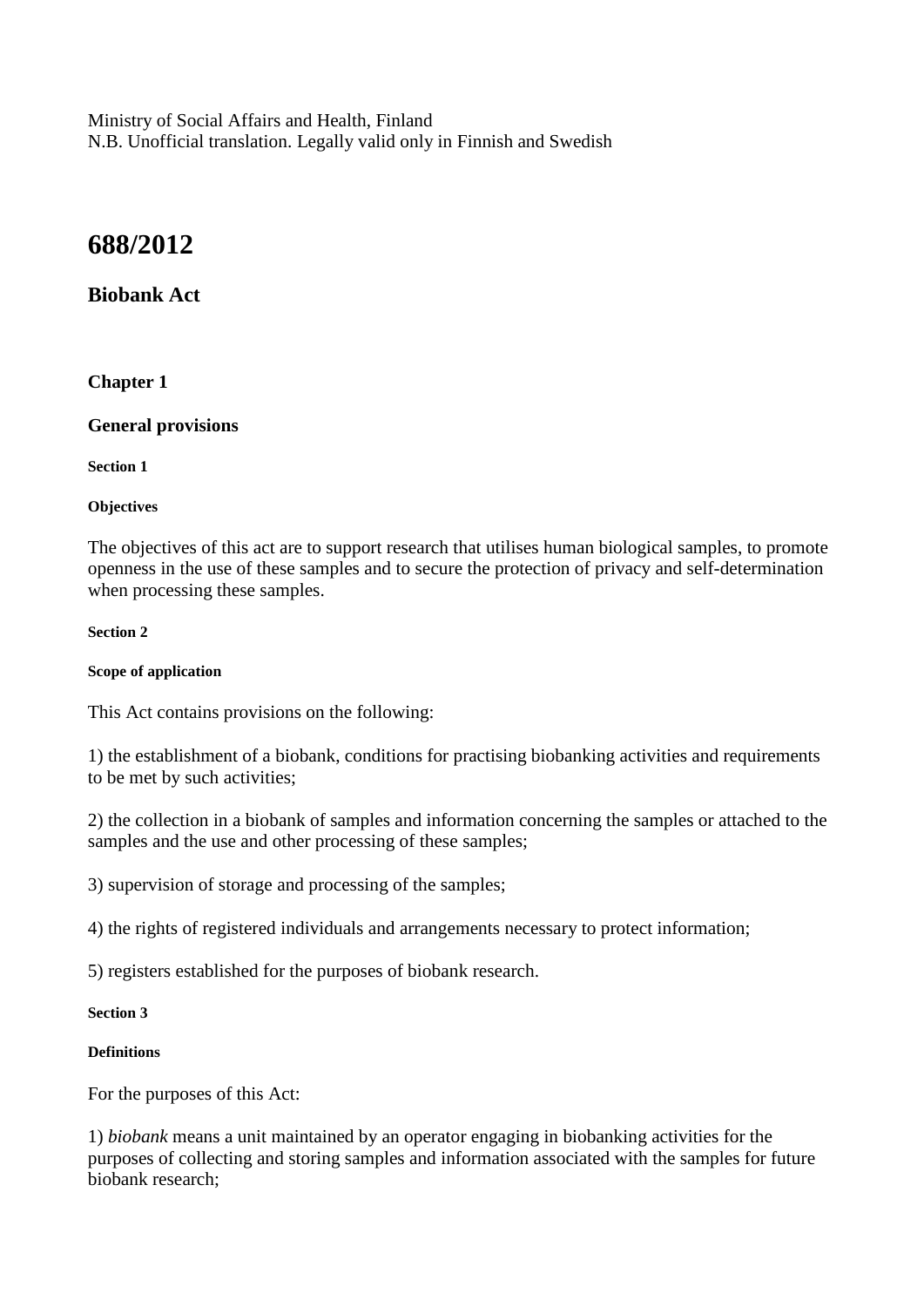Ministry of Social Affairs and Health, Finland
N.B. Unofficial translation. Legally valid only in Finnish and Swedish

# 688/2012

## Biobank Act

### Chapter 1

### General provisions

##### Section 1

##### Objectives

The objectives of this act are to support research that utilises human biological samples, to promote openness in the use of these samples and to secure the protection of privacy and self-determination when processing these samples.

##### Section 2

##### Scope of application

This Act contains provisions on the following:

1) the establishment of a biobank, conditions for practising biobanking activities and requirements to be met by such activities;

2) the collection in a biobank of samples and information concerning the samples or attached to the samples and the use and other processing of these samples;

3) supervision of storage and processing of the samples;

4) the rights of registered individuals and arrangements necessary to protect information;

5) registers established for the purposes of biobank research.

##### Section 3

##### Definitions

For the purposes of this Act:

1) *biobank* means a unit maintained by an operator engaging in biobanking activities for the purposes of collecting and storing samples and information associated with the samples for future biobank research;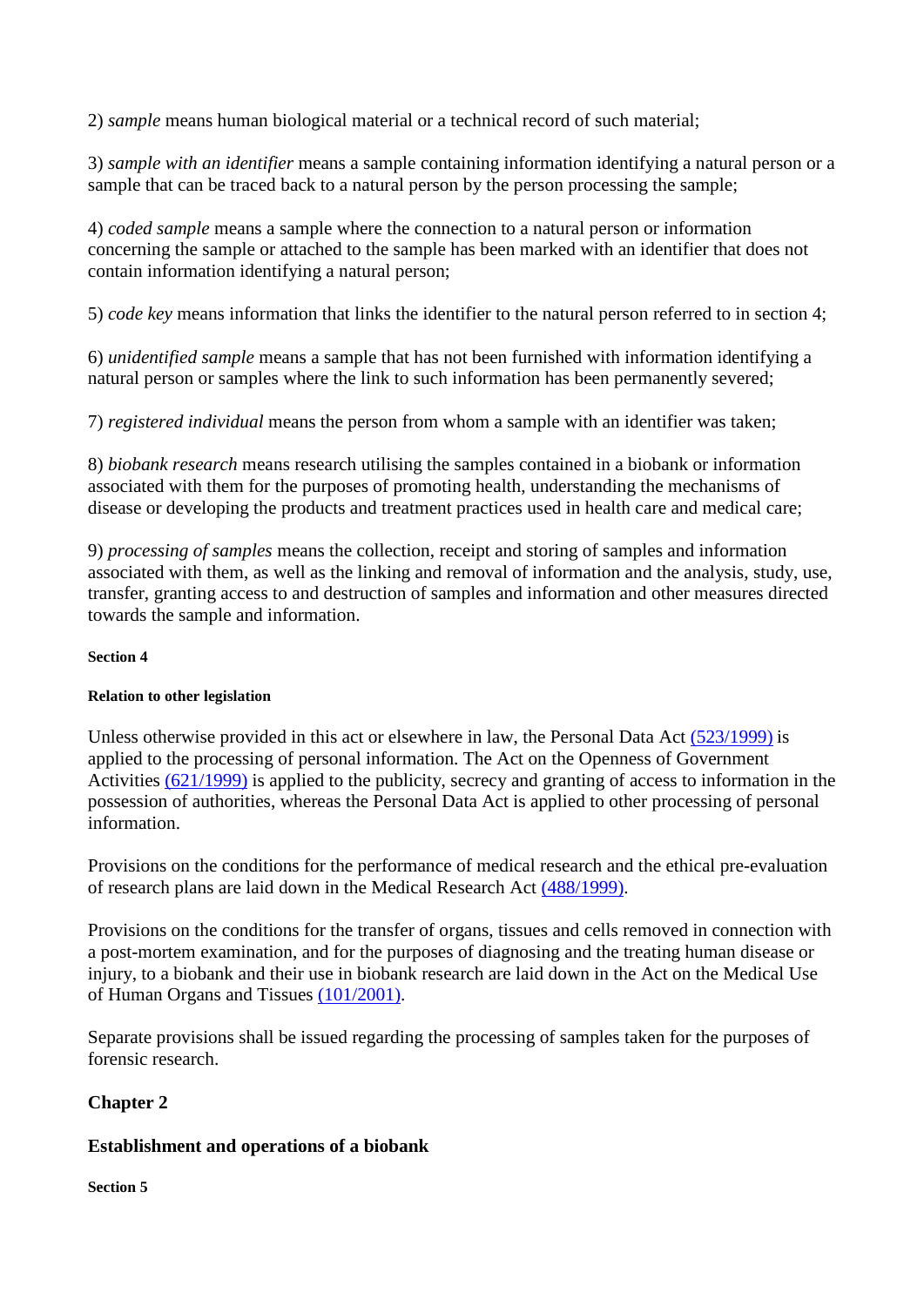2) *sample* means human biological material or a technical record of such material;

3) *sample with an identifier* means a sample containing information identifying a natural person or a sample that can be traced back to a natural person by the person processing the sample;

4) *coded sample* means a sample where the connection to a natural person or information concerning the sample or attached to the sample has been marked with an identifier that does not contain information identifying a natural person;

5) *code key* means information that links the identifier to the natural person referred to in section 4;

6) *unidentified sample* means a sample that has not been furnished with information identifying a natural person or samples where the link to such information has been permanently severed;

7) *registered individual* means the person from whom a sample with an identifier was taken;

8) *biobank research* means research utilising the samples contained in a biobank or information associated with them for the purposes of promoting health, understanding the mechanisms of disease or developing the products and treatment practices used in health care and medical care;

9) *processing of samples* means the collection, receipt and storing of samples and information associated with them, as well as the linking and removal of information and the analysis, study, use, transfer, granting access to and destruction of samples and information and other measures directed towards the sample and information.

##### Section 4

##### Relation to other legislation

Unless otherwise provided in this act or elsewhere in law, the Personal Data Act (523/1999) is applied to the processing of personal information. The Act on the Openness of Government Activities (621/1999) is applied to the publicity, secrecy and granting of access to information in the possession of authorities, whereas the Personal Data Act is applied to other processing of personal information.

Provisions on the conditions for the performance of medical research and the ethical pre-evaluation of research plans are laid down in the Medical Research Act (488/1999).

Provisions on the conditions for the transfer of organs, tissues and cells removed in connection with a post-mortem examination, and for the purposes of diagnosing and the treating human disease or injury, to a biobank and their use in biobank research are laid down in the Act on the Medical Use of Human Organs and Tissues (101/2001).

Separate provisions shall be issued regarding the processing of samples taken for the purposes of forensic research.

### Chapter 2

### Establishment and operations of a biobank

##### Section 5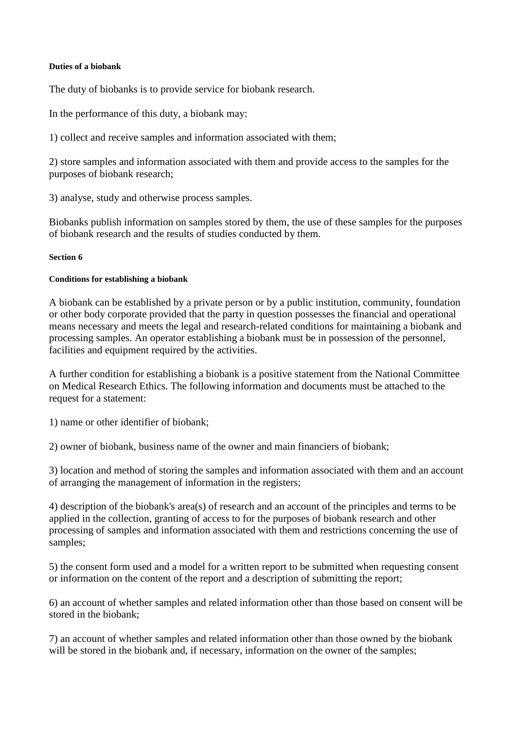#### Duties of a biobank

The duty of biobanks is to provide service for biobank research.

In the performance of this duty, a biobank may:

1) collect and receive samples and information associated with them;

2) store samples and information associated with them and provide access to the samples for the purposes of biobank research;

3) analyse, study and otherwise process samples.

Biobanks publish information on samples stored by them, the use of these samples for the purposes of biobank research and the results of studies conducted by them.

#### Section 6

#### Conditions for establishing a biobank

A biobank can be established by a private person or by a public institution, community, foundation or other body corporate provided that the party in question possesses the financial and operational means necessary and meets the legal and research-related conditions for maintaining a biobank and processing samples. An operator establishing a biobank must be in possession of the personnel, facilities and equipment required by the activities.

A further condition for establishing a biobank is a positive statement from the National Committee on Medical Research Ethics. The following information and documents must be attached to the request for a statement:

1) name or other identifier of biobank;

2) owner of biobank, business name of the owner and main financiers of biobank;

3) location and method of storing the samples and information associated with them and an account of arranging the management of information in the registers;

4) description of the biobank's area(s) of research and an account of the principles and terms to be applied in the collection, granting of access to for the purposes of biobank research and other processing of samples and information associated with them and restrictions concerning the use of samples;

5) the consent form used and a model for a written report to be submitted when requesting consent or information on the content of the report and a description of submitting the report;

6) an account of whether samples and related information other than those based on consent will be stored in the biobank;

7) an account of whether samples and related information other than those owned by the biobank will be stored in the biobank and, if necessary, information on the owner of the samples;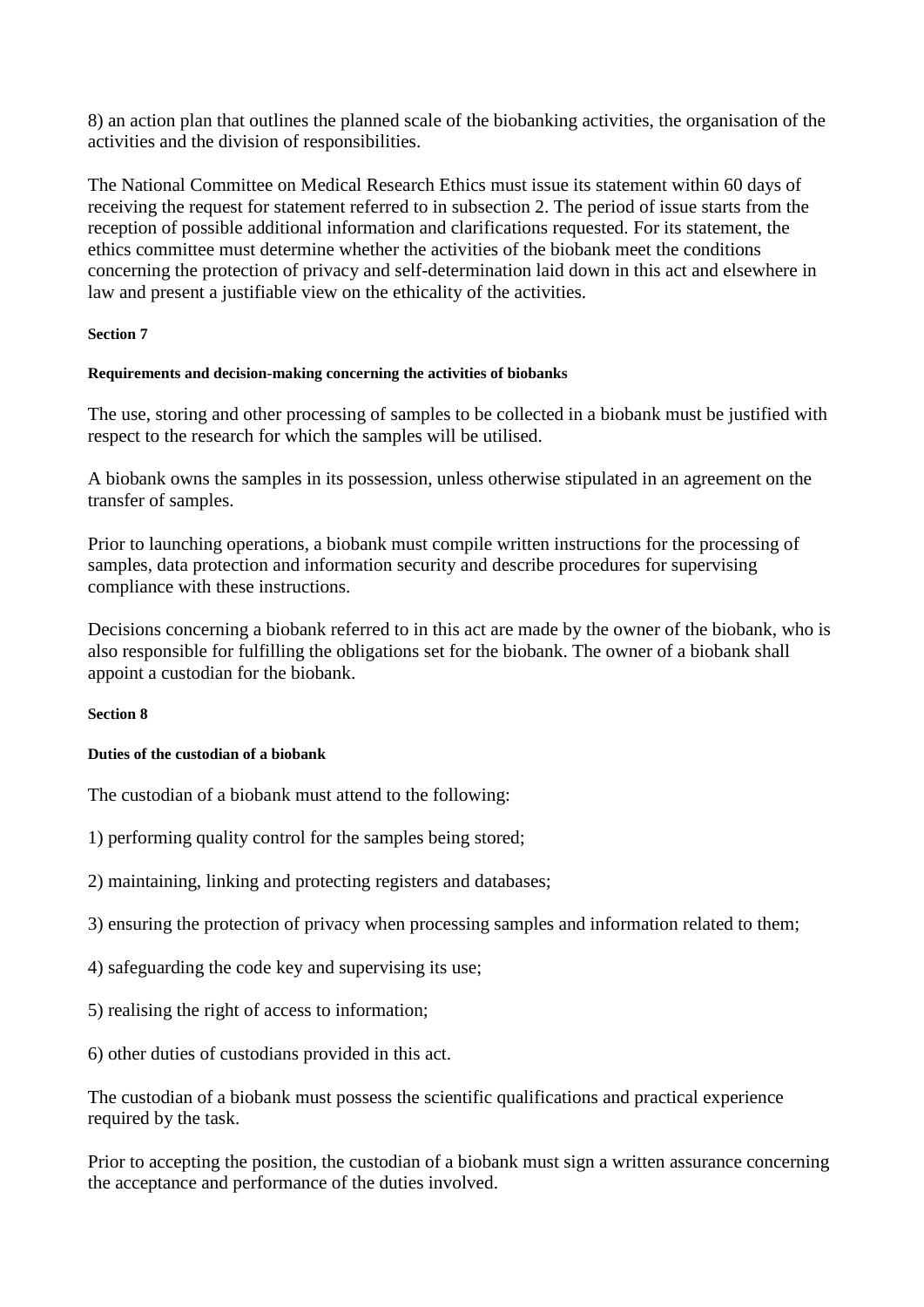8) an action plan that outlines the planned scale of the biobanking activities, the organisation of the activities and the division of responsibilities.

The National Committee on Medical Research Ethics must issue its statement within 60 days of receiving the request for statement referred to in subsection 2. The period of issue starts from the reception of possible additional information and clarifications requested. For its statement, the ethics committee must determine whether the activities of the biobank meet the conditions concerning the protection of privacy and self-determination laid down in this act and elsewhere in law and present a justifiable view on the ethicality of the activities.

**Section 7**

**Requirements and decision-making concerning the activities of biobanks**

The use, storing and other processing of samples to be collected in a biobank must be justified with respect to the research for which the samples will be utilised.

A biobank owns the samples in its possession, unless otherwise stipulated in an agreement on the transfer of samples.

Prior to launching operations, a biobank must compile written instructions for the processing of samples, data protection and information security and describe procedures for supervising compliance with these instructions.

Decisions concerning a biobank referred to in this act are made by the owner of the biobank, who is also responsible for fulfilling the obligations set for the biobank. The owner of a biobank shall appoint a custodian for the biobank.

**Section 8**

**Duties of the custodian of a biobank**

The custodian of a biobank must attend to the following:

1) performing quality control for the samples being stored;

2) maintaining, linking and protecting registers and databases;

3) ensuring the protection of privacy when processing samples and information related to them;

4) safeguarding the code key and supervising its use;

5) realising the right of access to information;

6) other duties of custodians provided in this act.

The custodian of a biobank must possess the scientific qualifications and practical experience required by the task.

Prior to accepting the position, the custodian of a biobank must sign a written assurance concerning the acceptance and performance of the duties involved.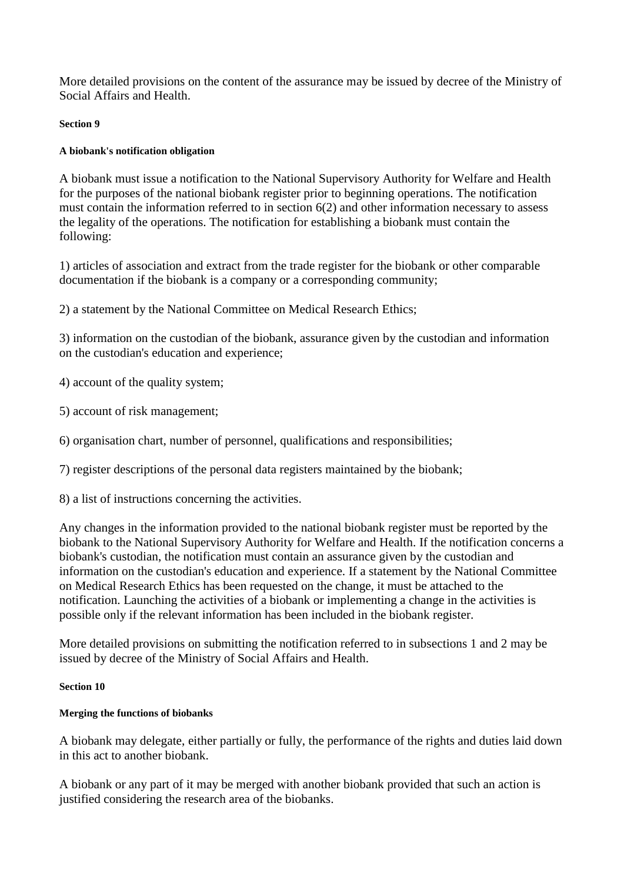More detailed provisions on the content of the assurance may be issued by decree of the Ministry of Social Affairs and Health.

**Section 9**

**A biobank's notification obligation**

A biobank must issue a notification to the National Supervisory Authority for Welfare and Health for the purposes of the national biobank register prior to beginning operations. The notification must contain the information referred to in section 6(2) and other information necessary to assess the legality of the operations. The notification for establishing a biobank must contain the following:

1) articles of association and extract from the trade register for the biobank or other comparable documentation if the biobank is a company or a corresponding community;

2) a statement by the National Committee on Medical Research Ethics;

3) information on the custodian of the biobank, assurance given by the custodian and information on the custodian's education and experience;

4) account of the quality system;

5) account of risk management;

6) organisation chart, number of personnel, qualifications and responsibilities;

7) register descriptions of the personal data registers maintained by the biobank;

8) a list of instructions concerning the activities.

Any changes in the information provided to the national biobank register must be reported by the biobank to the National Supervisory Authority for Welfare and Health. If the notification concerns a biobank's custodian, the notification must contain an assurance given by the custodian and information on the custodian's education and experience. If a statement by the National Committee on Medical Research Ethics has been requested on the change, it must be attached to the notification. Launching the activities of a biobank or implementing a change in the activities is possible only if the relevant information has been included in the biobank register.

More detailed provisions on submitting the notification referred to in subsections 1 and 2 may be issued by decree of the Ministry of Social Affairs and Health.

**Section 10**

**Merging the functions of biobanks**

A biobank may delegate, either partially or fully, the performance of the rights and duties laid down in this act to another biobank.

A biobank or any part of it may be merged with another biobank provided that such an action is justified considering the research area of the biobanks.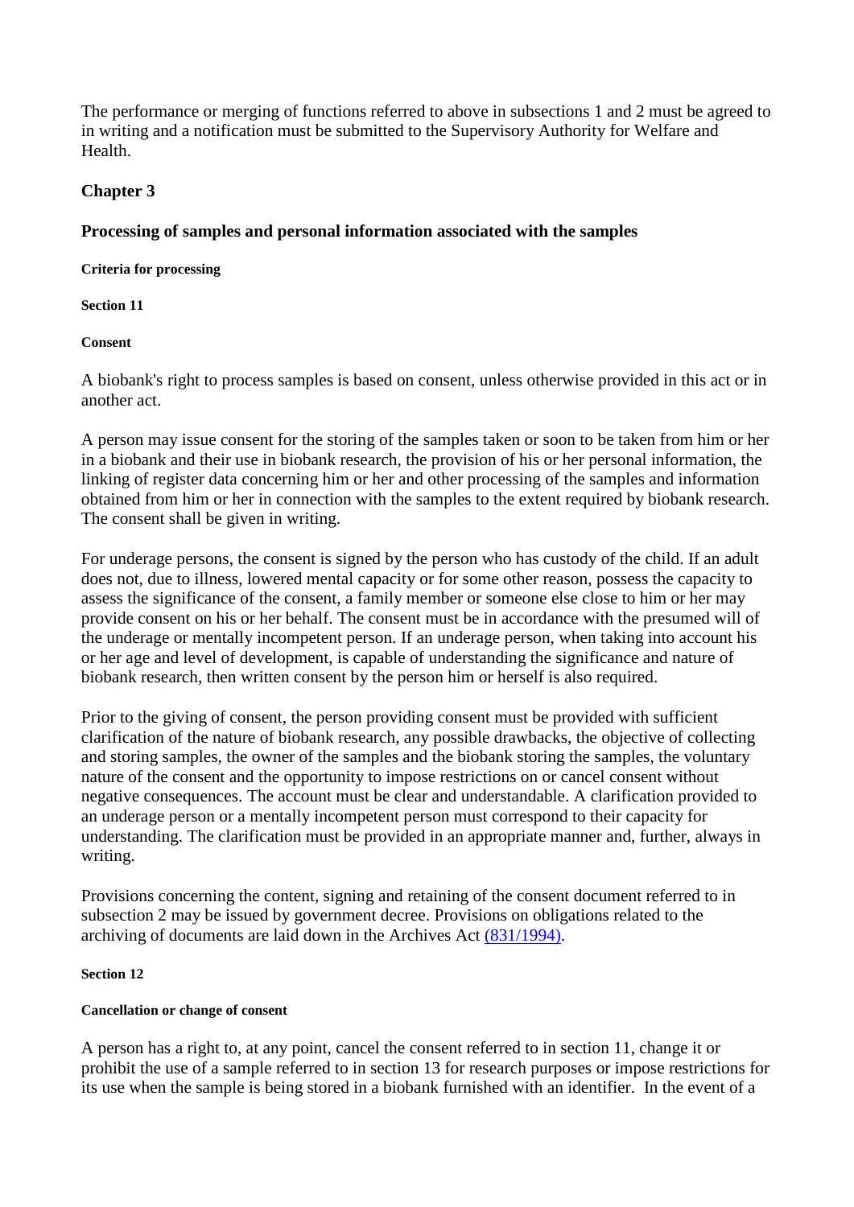The performance or merging of functions referred to above in subsections 1 and 2 must be agreed to in writing and a notification must be submitted to the Supervisory Authority for Welfare and Health.

## Chapter 3

### Processing of samples and personal information associated with the samples

#### Criteria for processing

**Section 11**

**Consent**

A biobank's right to process samples is based on consent, unless otherwise provided in this act or in another act.

A person may issue consent for the storing of the samples taken or soon to be taken from him or her in a biobank and their use in biobank research, the provision of his or her personal information, the linking of register data concerning him or her and other processing of the samples and information obtained from him or her in connection with the samples to the extent required by biobank research. The consent shall be given in writing.

For underage persons, the consent is signed by the person who has custody of the child. If an adult does not, due to illness, lowered mental capacity or for some other reason, possess the capacity to assess the significance of the consent, a family member or someone else close to him or her may provide consent on his or her behalf. The consent must be in accordance with the presumed will of the underage or mentally incompetent person. If an underage person, when taking into account his or her age and level of development, is capable of understanding the significance and nature of biobank research, then written consent by the person him or herself is also required.

Prior to the giving of consent, the person providing consent must be provided with sufficient clarification of the nature of biobank research, any possible drawbacks, the objective of collecting and storing samples, the owner of the samples and the biobank storing the samples, the voluntary nature of the consent and the opportunity to impose restrictions on or cancel consent without negative consequences. The account must be clear and understandable. A clarification provided to an underage person or a mentally incompetent person must correspond to their capacity for understanding. The clarification must be provided in an appropriate manner and, further, always in writing.

Provisions concerning the content, signing and retaining of the consent document referred to in subsection 2 may be issued by government decree. Provisions on obligations related to the archiving of documents are laid down in the Archives Act (831/1994).

**Section 12**

**Cancellation or change of consent**

A person has a right to, at any point, cancel the consent referred to in section 11, change it or prohibit the use of a sample referred to in section 13 for research purposes or impose restrictions for its use when the sample is being stored in a biobank furnished with an identifier. In the event of a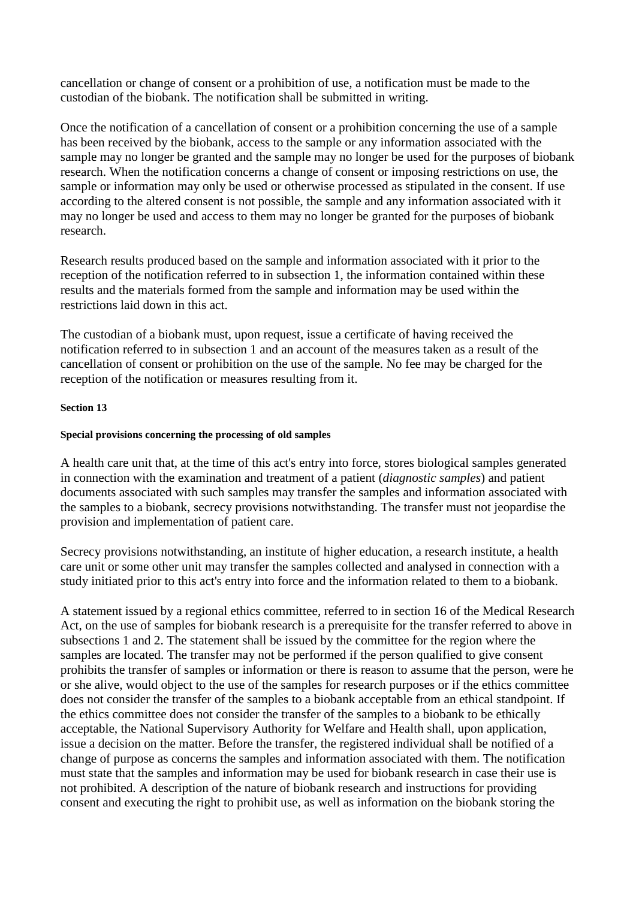cancellation or change of consent or a prohibition of use, a notification must be made to the custodian of the biobank. The notification shall be submitted in writing.

Once the notification of a cancellation of consent or a prohibition concerning the use of a sample has been received by the biobank, access to the sample or any information associated with the sample may no longer be granted and the sample may no longer be used for the purposes of biobank research. When the notification concerns a change of consent or imposing restrictions on use, the sample or information may only be used or otherwise processed as stipulated in the consent. If use according to the altered consent is not possible, the sample and any information associated with it may no longer be used and access to them may no longer be granted for the purposes of biobank research.

Research results produced based on the sample and information associated with it prior to the reception of the notification referred to in subsection 1, the information contained within these results and the materials formed from the sample and information may be used within the restrictions laid down in this act.

The custodian of a biobank must, upon request, issue a certificate of having received the notification referred to in subsection 1 and an account of the measures taken as a result of the cancellation of consent or prohibition on the use of the sample. No fee may be charged for the reception of the notification or measures resulting from it.

##### Section 13

##### Special provisions concerning the processing of old samples

A health care unit that, at the time of this act's entry into force, stores biological samples generated in connection with the examination and treatment of a patient (*diagnostic samples*) and patient documents associated with such samples may transfer the samples and information associated with the samples to a biobank, secrecy provisions notwithstanding. The transfer must not jeopardise the provision and implementation of patient care.

Secrecy provisions notwithstanding, an institute of higher education, a research institute, a health care unit or some other unit may transfer the samples collected and analysed in connection with a study initiated prior to this act's entry into force and the information related to them to a biobank.

A statement issued by a regional ethics committee, referred to in section 16 of the Medical Research Act, on the use of samples for biobank research is a prerequisite for the transfer referred to above in subsections 1 and 2. The statement shall be issued by the committee for the region where the samples are located. The transfer may not be performed if the person qualified to give consent prohibits the transfer of samples or information or there is reason to assume that the person, were he or she alive, would object to the use of the samples for research purposes or if the ethics committee does not consider the transfer of the samples to a biobank acceptable from an ethical standpoint. If the ethics committee does not consider the transfer of the samples to a biobank to be ethically acceptable, the National Supervisory Authority for Welfare and Health shall, upon application, issue a decision on the matter. Before the transfer, the registered individual shall be notified of a change of purpose as concerns the samples and information associated with them. The notification must state that the samples and information may be used for biobank research in case their use is not prohibited. A description of the nature of biobank research and instructions for providing consent and executing the right to prohibit use, as well as information on the biobank storing the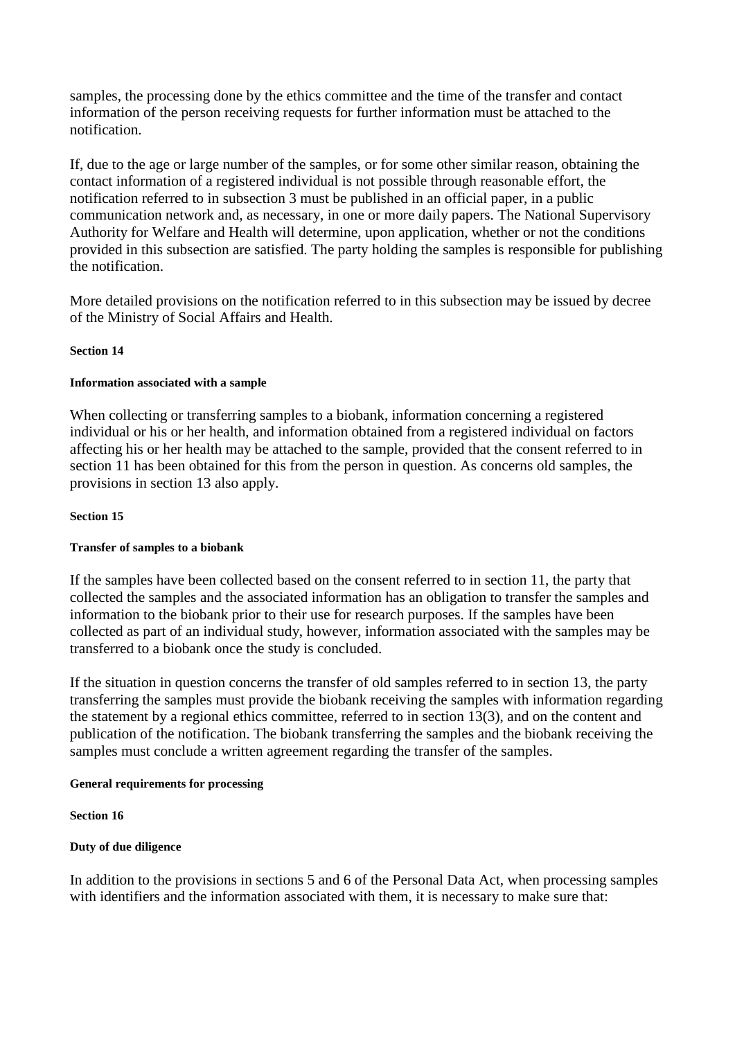samples, the processing done by the ethics committee and the time of the transfer and contact information of the person receiving requests for further information must be attached to the notification.

If, due to the age or large number of the samples, or for some other similar reason, obtaining the contact information of a registered individual is not possible through reasonable effort, the notification referred to in subsection 3 must be published in an official paper, in a public communication network and, as necessary, in one or more daily papers. The National Supervisory Authority for Welfare and Health will determine, upon application, whether or not the conditions provided in this subsection are satisfied. The party holding the samples is responsible for publishing the notification.

More detailed provisions on the notification referred to in this subsection may be issued by decree of the Ministry of Social Affairs and Health.

**Section 14**

**Information associated with a sample**

When collecting or transferring samples to a biobank, information concerning a registered individual or his or her health, and information obtained from a registered individual on factors affecting his or her health may be attached to the sample, provided that the consent referred to in section 11 has been obtained for this from the person in question. As concerns old samples, the provisions in section 13 also apply.

**Section 15**

**Transfer of samples to a biobank**

If the samples have been collected based on the consent referred to in section 11, the party that collected the samples and the associated information has an obligation to transfer the samples and information to the biobank prior to their use for research purposes. If the samples have been collected as part of an individual study, however, information associated with the samples may be transferred to a biobank once the study is concluded.

If the situation in question concerns the transfer of old samples referred to in section 13, the party transferring the samples must provide the biobank receiving the samples with information regarding the statement by a regional ethics committee, referred to in section 13(3), and on the content and publication of the notification. The biobank transferring the samples and the biobank receiving the samples must conclude a written agreement regarding the transfer of the samples.

**General requirements for processing**

**Section 16**

**Duty of due diligence**

In addition to the provisions in sections 5 and 6 of the Personal Data Act, when processing samples with identifiers and the information associated with them, it is necessary to make sure that: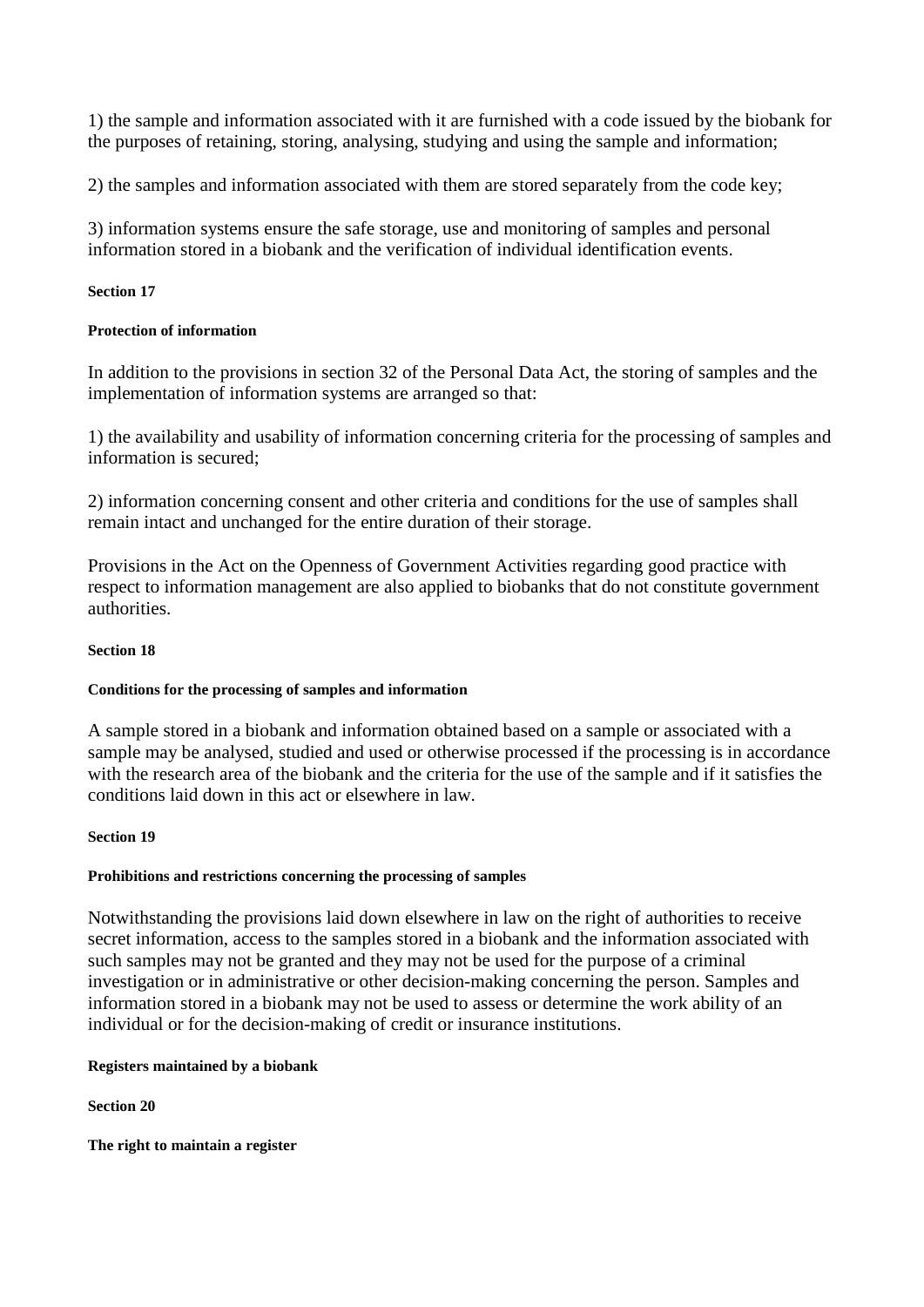1) the sample and information associated with it are furnished with a code issued by the biobank for the purposes of retaining, storing, analysing, studying and using the sample and information;

2) the samples and information associated with them are stored separately from the code key;

3) information systems ensure the safe storage, use and monitoring of samples and personal information stored in a biobank and the verification of individual identification events.

**Section 17**

**Protection of information**

In addition to the provisions in section 32 of the Personal Data Act, the storing of samples and the implementation of information systems are arranged so that:

1) the availability and usability of information concerning criteria for the processing of samples and information is secured;

2) information concerning consent and other criteria and conditions for the use of samples shall remain intact and unchanged for the entire duration of their storage.

Provisions in the Act on the Openness of Government Activities regarding good practice with respect to information management are also applied to biobanks that do not constitute government authorities.

**Section 18**

**Conditions for the processing of samples and information**

A sample stored in a biobank and information obtained based on a sample or associated with a sample may be analysed, studied and used or otherwise processed if the processing is in accordance with the research area of the biobank and the criteria for the use of the sample and if it satisfies the conditions laid down in this act or elsewhere in law.

**Section 19**

**Prohibitions and restrictions concerning the processing of samples**

Notwithstanding the provisions laid down elsewhere in law on the right of authorities to receive secret information, access to the samples stored in a biobank and the information associated with such samples may not be granted and they may not be used for the purpose of a criminal investigation or in administrative or other decision-making concerning the person. Samples and information stored in a biobank may not be used to assess or determine the work ability of an individual or for the decision-making of credit or insurance institutions.

**Registers maintained by a biobank**

**Section 20**

**The right to maintain a register**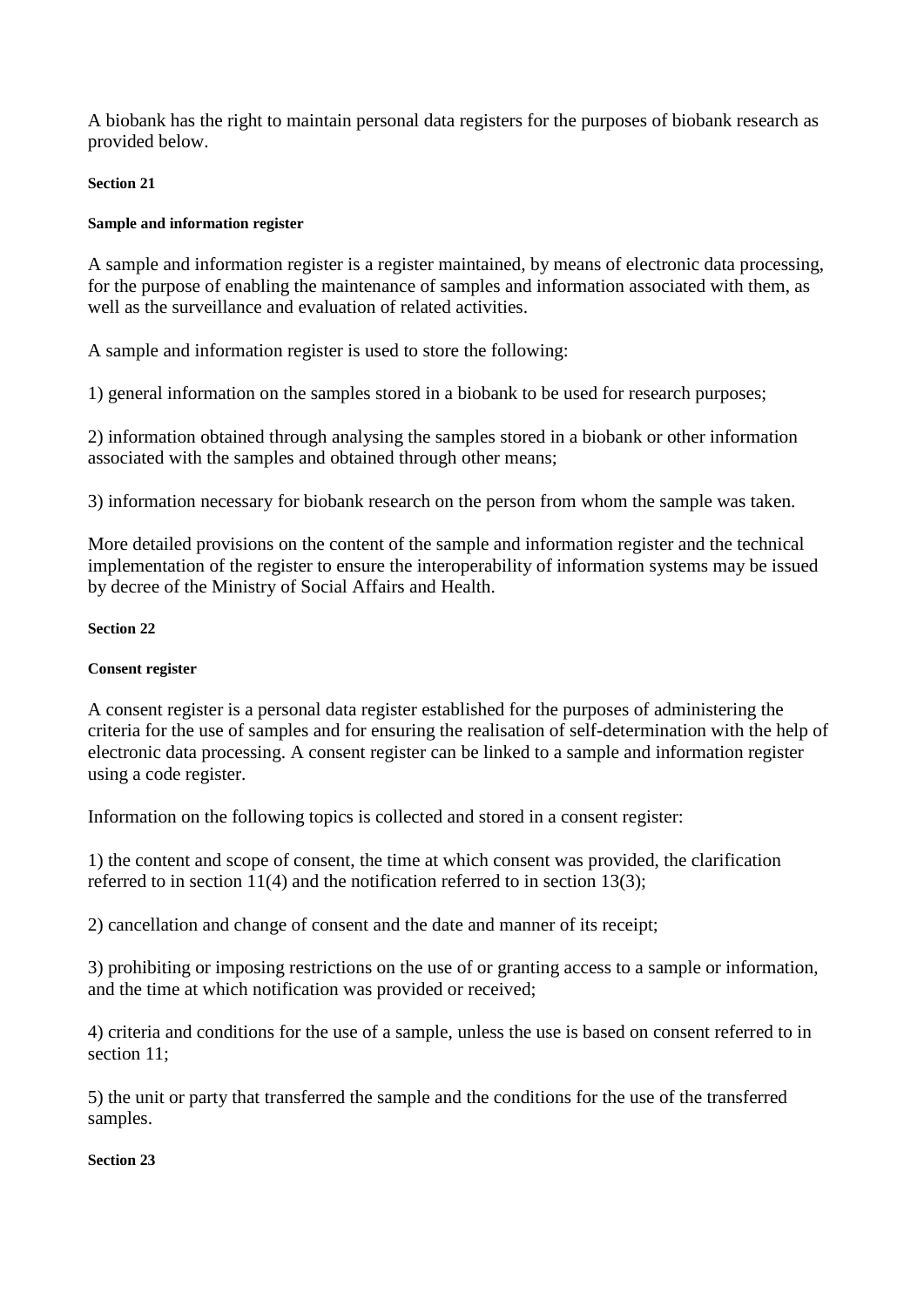A biobank has the right to maintain personal data registers for the purposes of biobank research as provided below.

#### Section 21

#### Sample and information register

A sample and information register is a register maintained, by means of electronic data processing, for the purpose of enabling the maintenance of samples and information associated with them, as well as the surveillance and evaluation of related activities.

A sample and information register is used to store the following:

1) general information on the samples stored in a biobank to be used for research purposes;

2) information obtained through analysing the samples stored in a biobank or other information associated with the samples and obtained through other means;

3) information necessary for biobank research on the person from whom the sample was taken.

More detailed provisions on the content of the sample and information register and the technical implementation of the register to ensure the interoperability of information systems may be issued by decree of the Ministry of Social Affairs and Health.

#### Section 22

#### Consent register

A consent register is a personal data register established for the purposes of administering the criteria for the use of samples and for ensuring the realisation of self-determination with the help of electronic data processing. A consent register can be linked to a sample and information register using a code register.

Information on the following topics is collected and stored in a consent register:

1) the content and scope of consent, the time at which consent was provided, the clarification referred to in section 11(4) and the notification referred to in section 13(3);

2) cancellation and change of consent and the date and manner of its receipt;

3) prohibiting or imposing restrictions on the use of or granting access to a sample or information, and the time at which notification was provided or received;

4) criteria and conditions for the use of a sample, unless the use is based on consent referred to in section 11;

5) the unit or party that transferred the sample and the conditions for the use of the transferred samples.

#### Section 23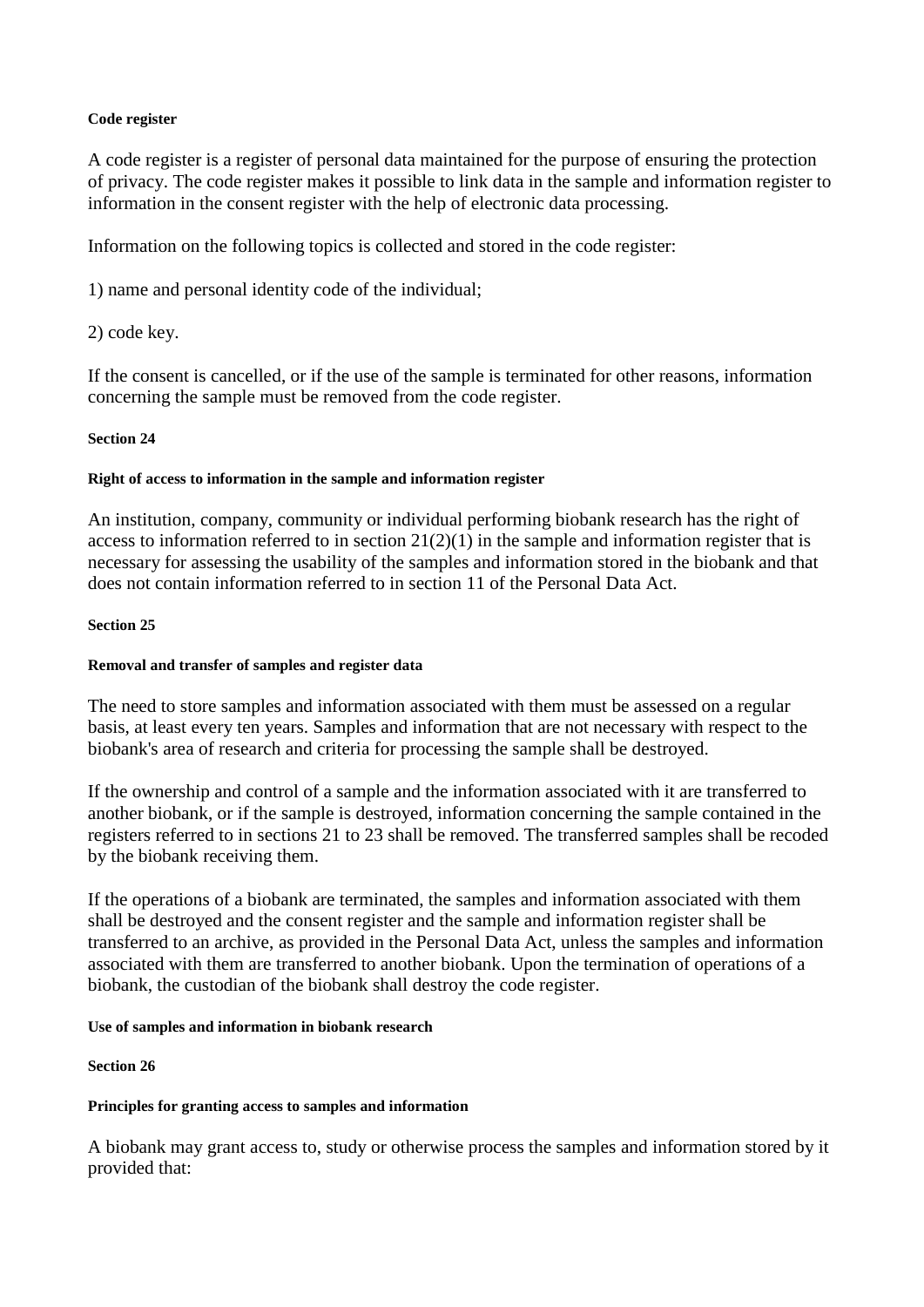#### Code register

A code register is a register of personal data maintained for the purpose of ensuring the protection of privacy. The code register makes it possible to link data in the sample and information register to information in the consent register with the help of electronic data processing.

Information on the following topics is collected and stored in the code register:

1) name and personal identity code of the individual;

2) code key.

If the consent is cancelled, or if the use of the sample is terminated for other reasons, information concerning the sample must be removed from the code register.

#### Section 24

#### Right of access to information in the sample and information register

An institution, company, community or individual performing biobank research has the right of access to information referred to in section 21(2)(1) in the sample and information register that is necessary for assessing the usability of the samples and information stored in the biobank and that does not contain information referred to in section 11 of the Personal Data Act.

#### Section 25

#### Removal and transfer of samples and register data

The need to store samples and information associated with them must be assessed on a regular basis, at least every ten years. Samples and information that are not necessary with respect to the biobank's area of research and criteria for processing the sample shall be destroyed.

If the ownership and control of a sample and the information associated with it are transferred to another biobank, or if the sample is destroyed, information concerning the sample contained in the registers referred to in sections 21 to 23 shall be removed. The transferred samples shall be recoded by the biobank receiving them.

If the operations of a biobank are terminated, the samples and information associated with them shall be destroyed and the consent register and the sample and information register shall be transferred to an archive, as provided in the Personal Data Act, unless the samples and information associated with them are transferred to another biobank. Upon the termination of operations of a biobank, the custodian of the biobank shall destroy the code register.

#### Use of samples and information in biobank research

#### Section 26

#### Principles for granting access to samples and information

A biobank may grant access to, study or otherwise process the samples and information stored by it provided that: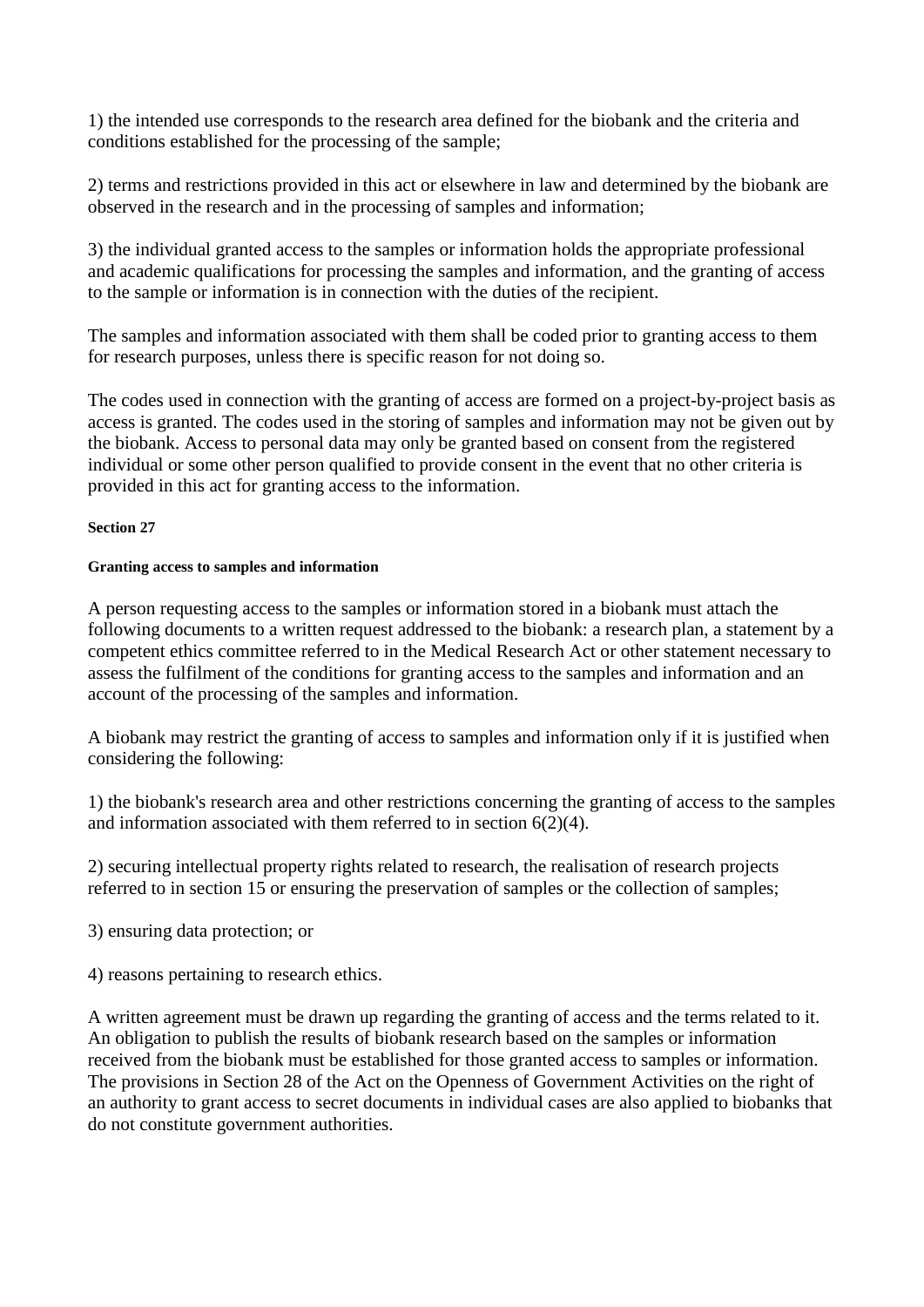1) the intended use corresponds to the research area defined for the biobank and the criteria and conditions established for the processing of the sample;

2) terms and restrictions provided in this act or elsewhere in law and determined by the biobank are observed in the research and in the processing of samples and information;

3) the individual granted access to the samples or information holds the appropriate professional and academic qualifications for processing the samples and information, and the granting of access to the sample or information is in connection with the duties of the recipient.

The samples and information associated with them shall be coded prior to granting access to them for research purposes, unless there is specific reason for not doing so.

The codes used in connection with the granting of access are formed on a project-by-project basis as access is granted. The codes used in the storing of samples and information may not be given out by the biobank. Access to personal data may only be granted based on consent from the registered individual or some other person qualified to provide consent in the event that no other criteria is provided in this act for granting access to the information.

#### Section 27

#### Granting access to samples and information

A person requesting access to the samples or information stored in a biobank must attach the following documents to a written request addressed to the biobank: a research plan, a statement by a competent ethics committee referred to in the Medical Research Act or other statement necessary to assess the fulfilment of the conditions for granting access to the samples and information and an account of the processing of the samples and information.

A biobank may restrict the granting of access to samples and information only if it is justified when considering the following:

1) the biobank's research area and other restrictions concerning the granting of access to the samples and information associated with them referred to in section 6(2)(4).

2) securing intellectual property rights related to research, the realisation of research projects referred to in section 15 or ensuring the preservation of samples or the collection of samples;

3) ensuring data protection; or

4) reasons pertaining to research ethics.

A written agreement must be drawn up regarding the granting of access and the terms related to it. An obligation to publish the results of biobank research based on the samples or information received from the biobank must be established for those granted access to samples or information. The provisions in Section 28 of the Act on the Openness of Government Activities on the right of an authority to grant access to secret documents in individual cases are also applied to biobanks that do not constitute government authorities.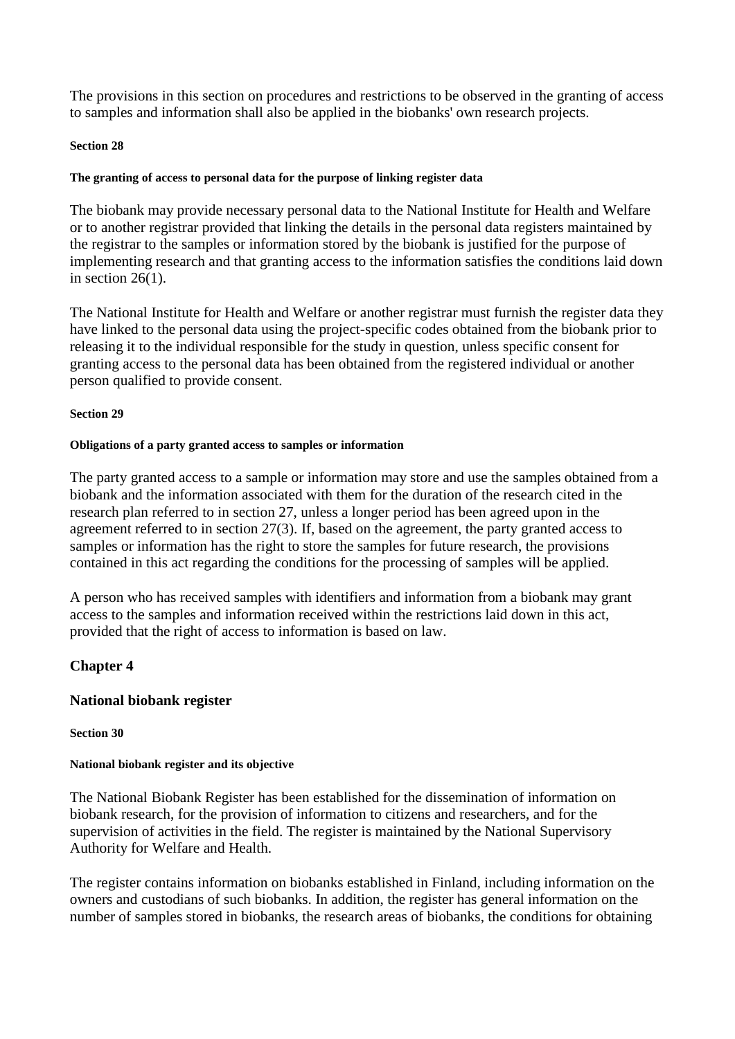The provisions in this section on procedures and restrictions to be observed in the granting of access to samples and information shall also be applied in the biobanks' own research projects.

**Section 28**

**The granting of access to personal data for the purpose of linking register data**

The biobank may provide necessary personal data to the National Institute for Health and Welfare or to another registrar provided that linking the details in the personal data registers maintained by the registrar to the samples or information stored by the biobank is justified for the purpose of implementing research and that granting access to the information satisfies the conditions laid down in section 26(1).

The National Institute for Health and Welfare or another registrar must furnish the register data they have linked to the personal data using the project-specific codes obtained from the biobank prior to releasing it to the individual responsible for the study in question, unless specific consent for granting access to the personal data has been obtained from the registered individual or another person qualified to provide consent.

**Section 29**

**Obligations of a party granted access to samples or information**

The party granted access to a sample or information may store and use the samples obtained from a biobank and the information associated with them for the duration of the research cited in the research plan referred to in section 27, unless a longer period has been agreed upon in the agreement referred to in section 27(3). If, based on the agreement, the party granted access to samples or information has the right to store the samples for future research, the provisions contained in this act regarding the conditions for the processing of samples will be applied.

A person who has received samples with identifiers and information from a biobank may grant access to the samples and information received within the restrictions laid down in this act, provided that the right of access to information is based on law.

## Chapter 4

## National biobank register

**Section 30**

**National biobank register and its objective**

The National Biobank Register has been established for the dissemination of information on biobank research, for the provision of information to citizens and researchers, and for the supervision of activities in the field. The register is maintained by the National Supervisory Authority for Welfare and Health.

The register contains information on biobanks established in Finland, including information on the owners and custodians of such biobanks. In addition, the register has general information on the number of samples stored in biobanks, the research areas of biobanks, the conditions for obtaining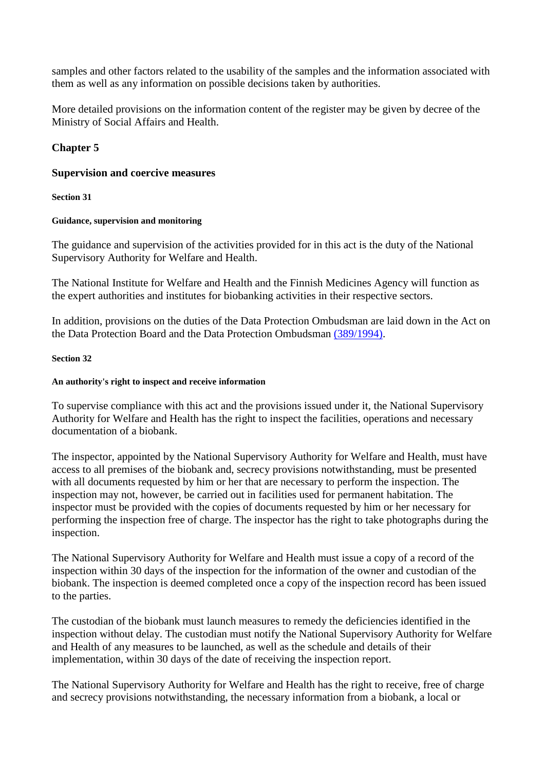samples and other factors related to the usability of the samples and the information associated with them as well as any information on possible decisions taken by authorities.

More detailed provisions on the information content of the register may be given by decree of the Ministry of Social Affairs and Health.

## Chapter 5

## Supervision and coercive measures

#### Section 31

#### Guidance, supervision and monitoring

The guidance and supervision of the activities provided for in this act is the duty of the National Supervisory Authority for Welfare and Health.

The National Institute for Welfare and Health and the Finnish Medicines Agency will function as the expert authorities and institutes for biobanking activities in their respective sectors.

In addition, provisions on the duties of the Data Protection Ombudsman are laid down in the Act on the Data Protection Board and the Data Protection Ombudsman (389/1994).

#### Section 32

#### An authority's right to inspect and receive information

To supervise compliance with this act and the provisions issued under it, the National Supervisory Authority for Welfare and Health has the right to inspect the facilities, operations and necessary documentation of a biobank.

The inspector, appointed by the National Supervisory Authority for Welfare and Health, must have access to all premises of the biobank and, secrecy provisions notwithstanding, must be presented with all documents requested by him or her that are necessary to perform the inspection. The inspection may not, however, be carried out in facilities used for permanent habitation. The inspector must be provided with the copies of documents requested by him or her necessary for performing the inspection free of charge. The inspector has the right to take photographs during the inspection.

The National Supervisory Authority for Welfare and Health must issue a copy of a record of the inspection within 30 days of the inspection for the information of the owner and custodian of the biobank. The inspection is deemed completed once a copy of the inspection record has been issued to the parties.

The custodian of the biobank must launch measures to remedy the deficiencies identified in the inspection without delay. The custodian must notify the National Supervisory Authority for Welfare and Health of any measures to be launched, as well as the schedule and details of their implementation, within 30 days of the date of receiving the inspection report.

The National Supervisory Authority for Welfare and Health has the right to receive, free of charge and secrecy provisions notwithstanding, the necessary information from a biobank, a local or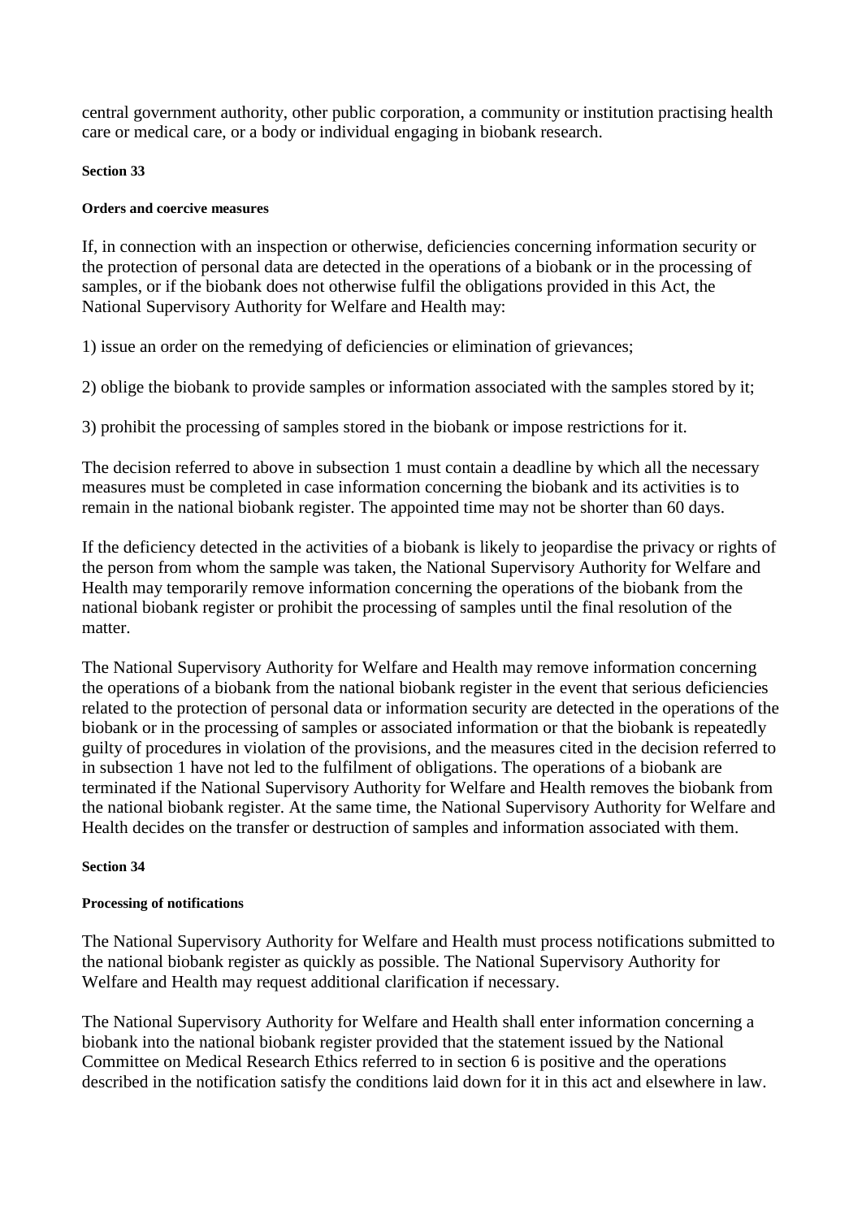central government authority, other public corporation, a community or institution practising health care or medical care, or a body or individual engaging in biobank research.

**Section 33**

**Orders and coercive measures**

If, in connection with an inspection or otherwise, deficiencies concerning information security or the protection of personal data are detected in the operations of a biobank or in the processing of samples, or if the biobank does not otherwise fulfil the obligations provided in this Act, the National Supervisory Authority for Welfare and Health may:

1) issue an order on the remedying of deficiencies or elimination of grievances;

2) oblige the biobank to provide samples or information associated with the samples stored by it;

3) prohibit the processing of samples stored in the biobank or impose restrictions for it.

The decision referred to above in subsection 1 must contain a deadline by which all the necessary measures must be completed in case information concerning the biobank and its activities is to remain in the national biobank register. The appointed time may not be shorter than 60 days.

If the deficiency detected in the activities of a biobank is likely to jeopardise the privacy or rights of the person from whom the sample was taken, the National Supervisory Authority for Welfare and Health may temporarily remove information concerning the operations of the biobank from the national biobank register or prohibit the processing of samples until the final resolution of the matter.

The National Supervisory Authority for Welfare and Health may remove information concerning the operations of a biobank from the national biobank register in the event that serious deficiencies related to the protection of personal data or information security are detected in the operations of the biobank or in the processing of samples or associated information or that the biobank is repeatedly guilty of procedures in violation of the provisions, and the measures cited in the decision referred to in subsection 1 have not led to the fulfilment of obligations. The operations of a biobank are terminated if the National Supervisory Authority for Welfare and Health removes the biobank from the national biobank register. At the same time, the National Supervisory Authority for Welfare and Health decides on the transfer or destruction of samples and information associated with them.

**Section 34**

**Processing of notifications**

The National Supervisory Authority for Welfare and Health must process notifications submitted to the national biobank register as quickly as possible. The National Supervisory Authority for Welfare and Health may request additional clarification if necessary.

The National Supervisory Authority for Welfare and Health shall enter information concerning a biobank into the national biobank register provided that the statement issued by the National Committee on Medical Research Ethics referred to in section 6 is positive and the operations described in the notification satisfy the conditions laid down for it in this act and elsewhere in law.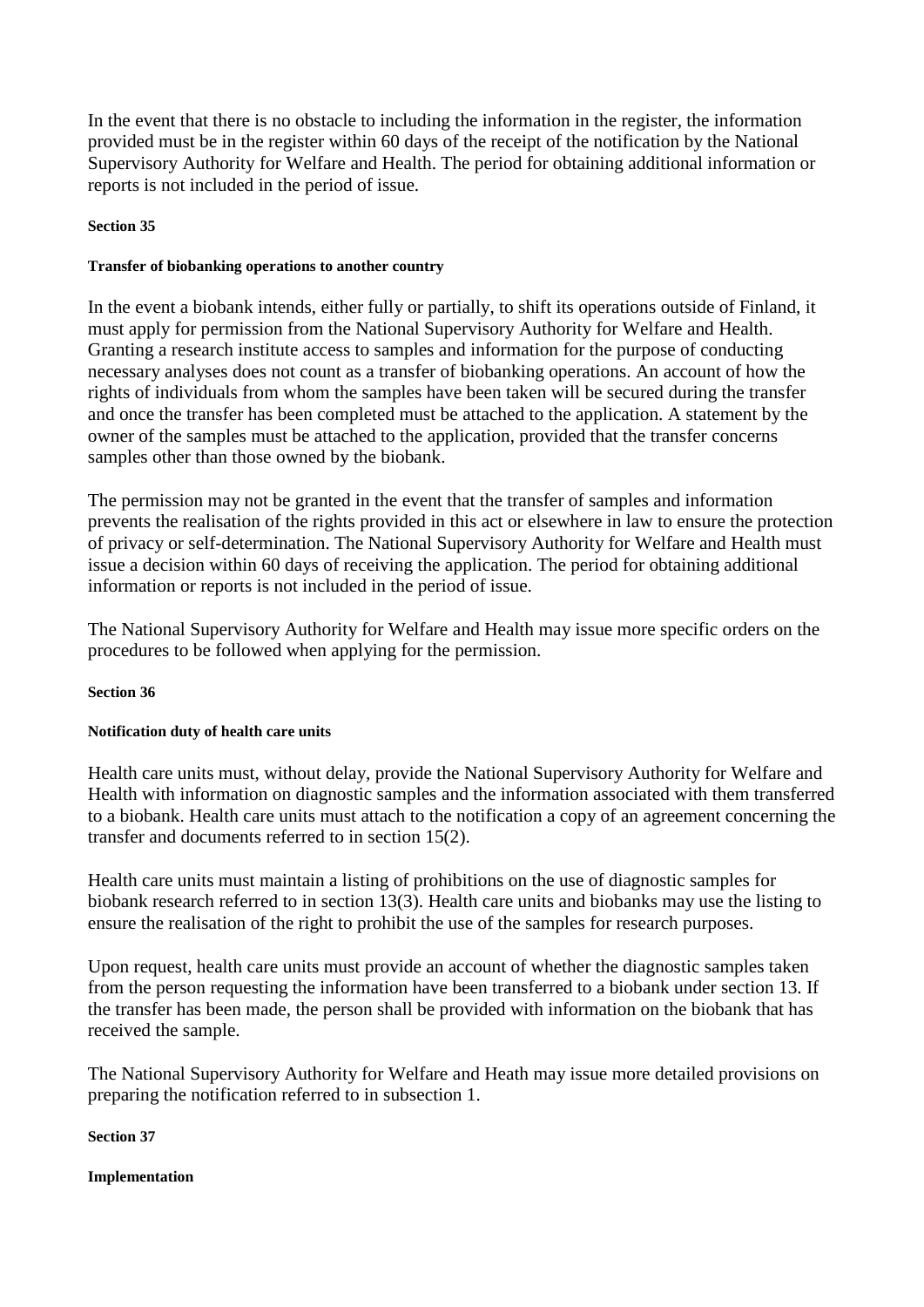In the event that there is no obstacle to including the information in the register, the information provided must be in the register within 60 days of the receipt of the notification by the National Supervisory Authority for Welfare and Health. The period for obtaining additional information or reports is not included in the period of issue.

**Section 35**

**Transfer of biobanking operations to another country**

In the event a biobank intends, either fully or partially, to shift its operations outside of Finland, it must apply for permission from the National Supervisory Authority for Welfare and Health. Granting a research institute access to samples and information for the purpose of conducting necessary analyses does not count as a transfer of biobanking operations. An account of how the rights of individuals from whom the samples have been taken will be secured during the transfer and once the transfer has been completed must be attached to the application. A statement by the owner of the samples must be attached to the application, provided that the transfer concerns samples other than those owned by the biobank.

The permission may not be granted in the event that the transfer of samples and information prevents the realisation of the rights provided in this act or elsewhere in law to ensure the protection of privacy or self-determination. The National Supervisory Authority for Welfare and Health must issue a decision within 60 days of receiving the application. The period for obtaining additional information or reports is not included in the period of issue.

The National Supervisory Authority for Welfare and Health may issue more specific orders on the procedures to be followed when applying for the permission.

**Section 36**

**Notification duty of health care units**

Health care units must, without delay, provide the National Supervisory Authority for Welfare and Health with information on diagnostic samples and the information associated with them transferred to a biobank. Health care units must attach to the notification a copy of an agreement concerning the transfer and documents referred to in section 15(2).

Health care units must maintain a listing of prohibitions on the use of diagnostic samples for biobank research referred to in section 13(3). Health care units and biobanks may use the listing to ensure the realisation of the right to prohibit the use of the samples for research purposes.

Upon request, health care units must provide an account of whether the diagnostic samples taken from the person requesting the information have been transferred to a biobank under section 13. If the transfer has been made, the person shall be provided with information on the biobank that has received the sample.

The National Supervisory Authority for Welfare and Heath may issue more detailed provisions on preparing the notification referred to in subsection 1.

**Section 37**

**Implementation**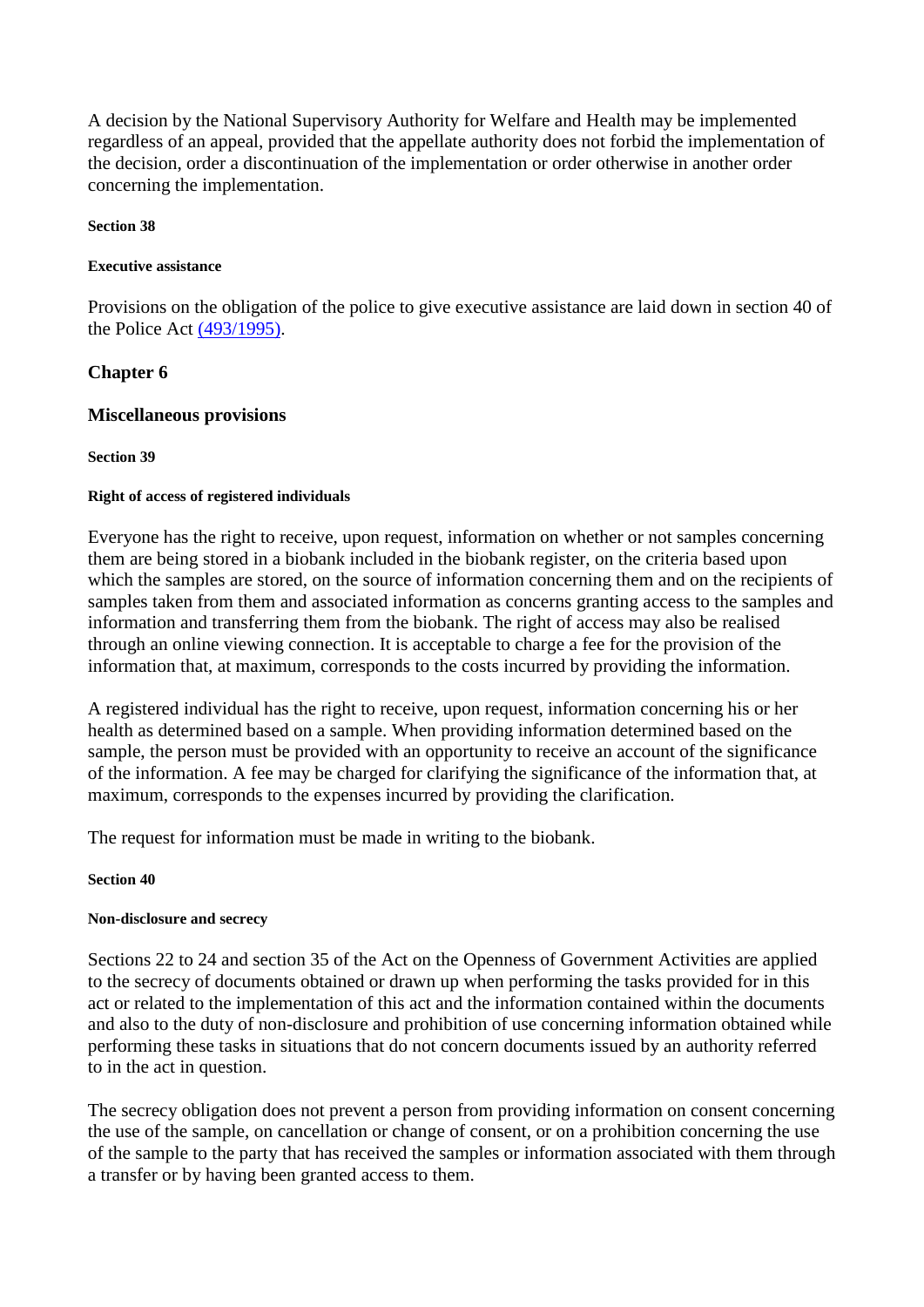A decision by the National Supervisory Authority for Welfare and Health may be implemented regardless of an appeal, provided that the appellate authority does not forbid the implementation of the decision, order a discontinuation of the implementation or order otherwise in another order concerning the implementation.

##### Section 38

##### Executive assistance

Provisions on the obligation of the police to give executive assistance are laid down in section 40 of the Police Act (493/1995).

### Chapter 6

### Miscellaneous provisions

##### Section 39

##### Right of access of registered individuals

Everyone has the right to receive, upon request, information on whether or not samples concerning them are being stored in a biobank included in the biobank register, on the criteria based upon which the samples are stored, on the source of information concerning them and on the recipients of samples taken from them and associated information as concerns granting access to the samples and information and transferring them from the biobank. The right of access may also be realised through an online viewing connection. It is acceptable to charge a fee for the provision of the information that, at maximum, corresponds to the costs incurred by providing the information.

A registered individual has the right to receive, upon request, information concerning his or her health as determined based on a sample. When providing information determined based on the sample, the person must be provided with an opportunity to receive an account of the significance of the information. A fee may be charged for clarifying the significance of the information that, at maximum, corresponds to the expenses incurred by providing the clarification.

The request for information must be made in writing to the biobank.

##### Section 40

##### Non-disclosure and secrecy

Sections 22 to 24 and section 35 of the Act on the Openness of Government Activities are applied to the secrecy of documents obtained or drawn up when performing the tasks provided for in this act or related to the implementation of this act and the information contained within the documents and also to the duty of non-disclosure and prohibition of use concerning information obtained while performing these tasks in situations that do not concern documents issued by an authority referred to in the act in question.

The secrecy obligation does not prevent a person from providing information on consent concerning the use of the sample, on cancellation or change of consent, or on a prohibition concerning the use of the sample to the party that has received the samples or information associated with them through a transfer or by having been granted access to them.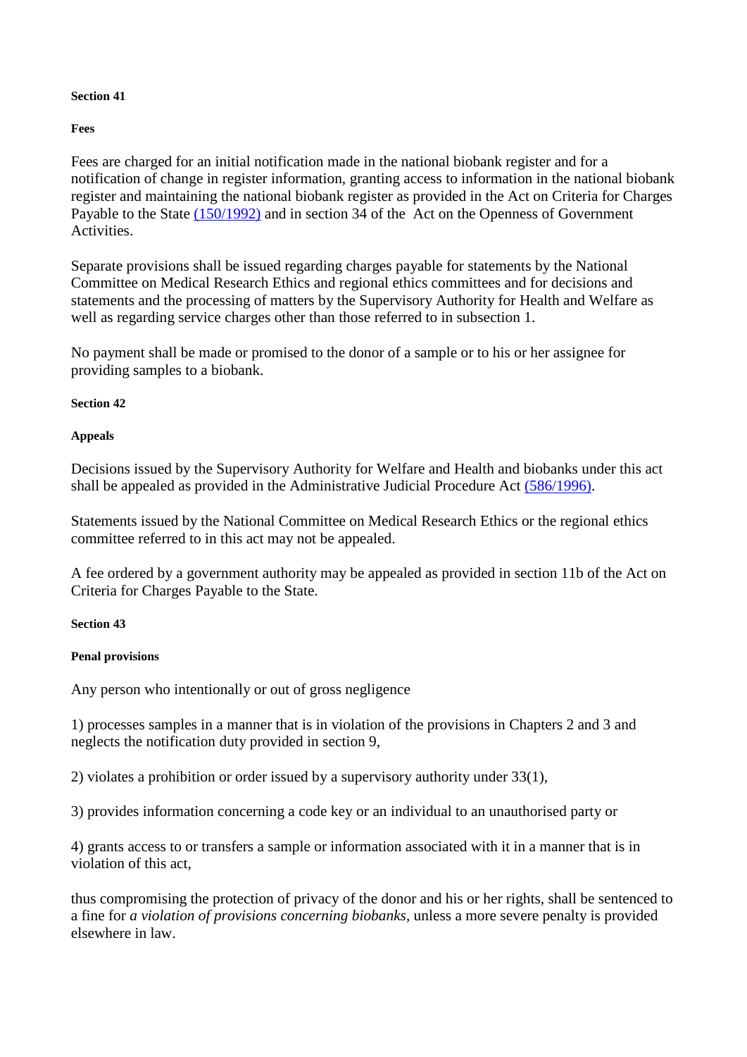**Section 41**

**Fees**

Fees are charged for an initial notification made in the national biobank register and for a notification of change in register information, granting access to information in the national biobank register and maintaining the national biobank register as provided in the Act on Criteria for Charges Payable to the State (150/1992) and in section 34 of the Act on the Openness of Government Activities.

Separate provisions shall be issued regarding charges payable for statements by the National Committee on Medical Research Ethics and regional ethics committees and for decisions and statements and the processing of matters by the Supervisory Authority for Health and Welfare as well as regarding service charges other than those referred to in subsection 1.

No payment shall be made or promised to the donor of a sample or to his or her assignee for providing samples to a biobank.

**Section 42**

**Appeals**

Decisions issued by the Supervisory Authority for Welfare and Health and biobanks under this act shall be appealed as provided in the Administrative Judicial Procedure Act (586/1996).

Statements issued by the National Committee on Medical Research Ethics or the regional ethics committee referred to in this act may not be appealed.

A fee ordered by a government authority may be appealed as provided in section 11b of the Act on Criteria for Charges Payable to the State.

**Section 43**

**Penal provisions**

Any person who intentionally or out of gross negligence

1) processes samples in a manner that is in violation of the provisions in Chapters 2 and 3 and neglects the notification duty provided in section 9,

2) violates a prohibition or order issued by a supervisory authority under 33(1),

3) provides information concerning a code key or an individual to an unauthorised party or

4) grants access to or transfers a sample or information associated with it in a manner that is in violation of this act,

thus compromising the protection of privacy of the donor and his or her rights, shall be sentenced to a fine for *a violation of provisions concerning biobanks*, unless a more severe penalty is provided elsewhere in law.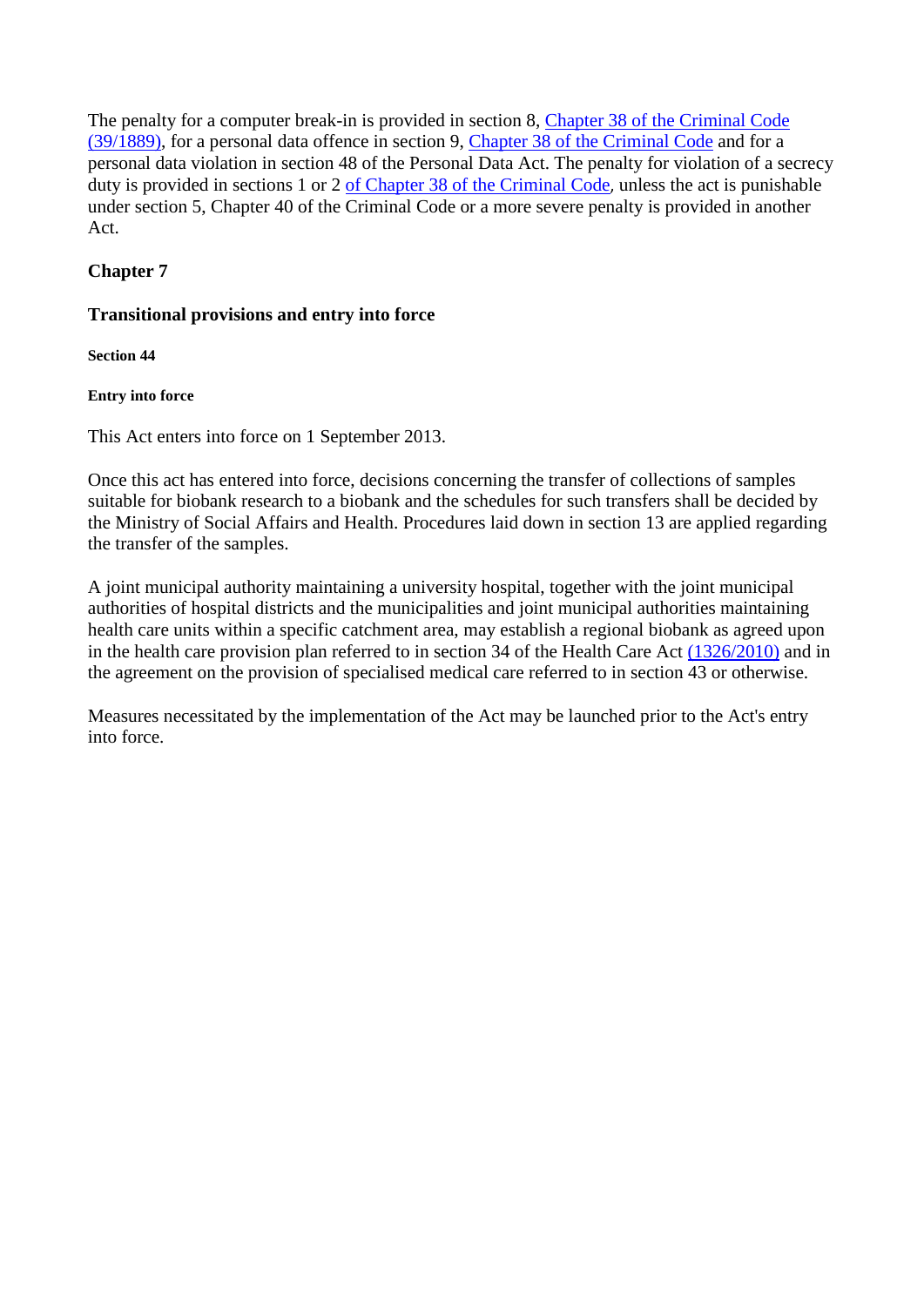The penalty for a computer break-in is provided in section 8, Chapter 38 of the Criminal Code (39/1889), for a personal data offence in section 9, Chapter 38 of the Criminal Code and for a personal data violation in section 48 of the Personal Data Act. The penalty for violation of a secrecy duty is provided in sections 1 or 2 of Chapter 38 of the Criminal Code, unless the act is punishable under section 5, Chapter 40 of the Criminal Code or a more severe penalty is provided in another Act.

## Chapter 7

## Transitional provisions and entry into force

#### Section 44

#### Entry into force

This Act enters into force on 1 September 2013.

Once this act has entered into force, decisions concerning the transfer of collections of samples suitable for biobank research to a biobank and the schedules for such transfers shall be decided by the Ministry of Social Affairs and Health. Procedures laid down in section 13 are applied regarding the transfer of the samples.

A joint municipal authority maintaining a university hospital, together with the joint municipal authorities of hospital districts and the municipalities and joint municipal authorities maintaining health care units within a specific catchment area, may establish a regional biobank as agreed upon in the health care provision plan referred to in section 34 of the Health Care Act (1326/2010) and in the agreement on the provision of specialised medical care referred to in section 43 or otherwise.

Measures necessitated by the implementation of the Act may be launched prior to the Act's entry into force.